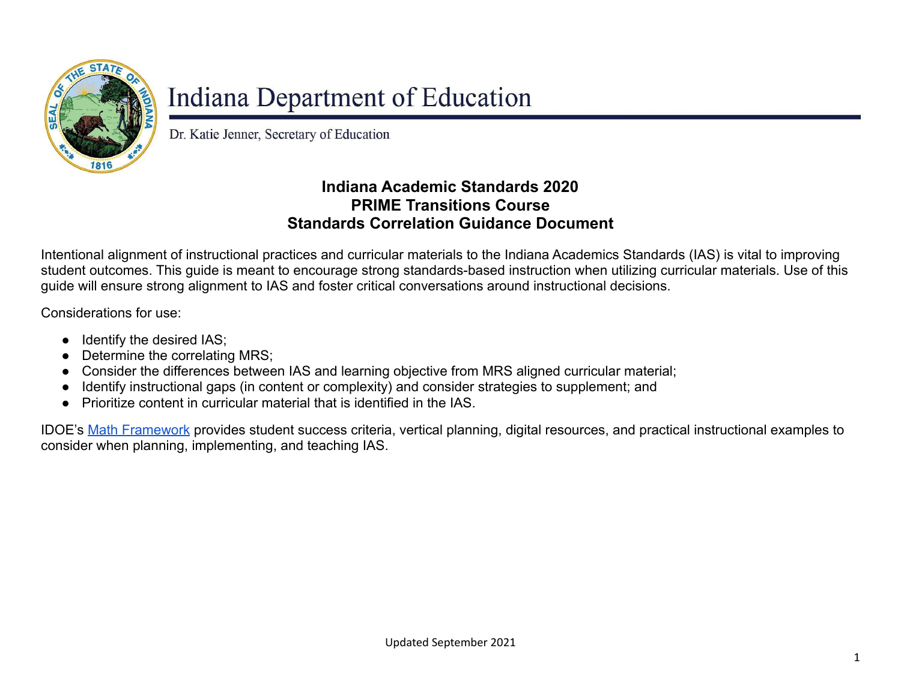# Indiana Department of Education

Dr. Katie Jenner, Secretary of Education

## Indiana Academic Standards 2020
## PRIME Transitions Course
## Standards Correlation Guidance Document

Intentional alignment of instructional practices and curricular materials to the Indiana Academics Standards (IAS) is vital to improving student outcomes. This guide is meant to encourage strong standards-based instruction when utilizing curricular materials. Use of this guide will ensure strong alignment to IAS and foster critical conversations around instructional decisions.

Considerations for use:

- Identify the desired IAS;
- Determine the correlating MRS;
- Consider the differences between IAS and learning objective from MRS aligned curricular material;
- Identify instructional gaps (in content or complexity) and consider strategies to supplement; and
- Prioritize content in curricular material that is identified in the IAS.

IDOE's Math Framework provides student success criteria, vertical planning, digital resources, and practical instructional examples to consider when planning, implementing, and teaching IAS.

Updated September 2021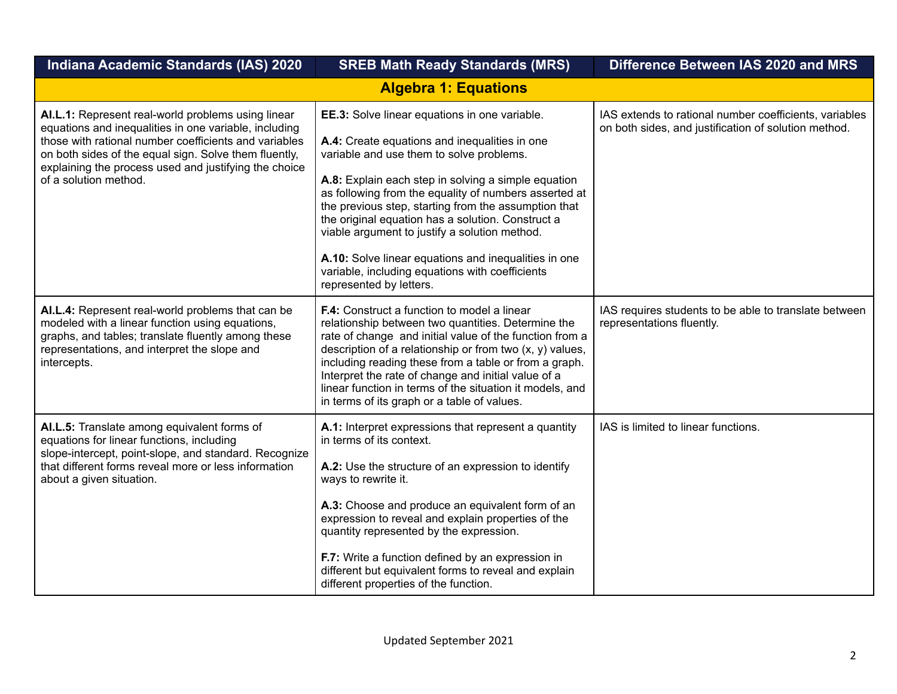| Indiana Academic Standards (IAS) 2020 | SREB Math Ready Standards (MRS) | Difference Between IAS 2020 and MRS |
|---|---|---|
| **Algebra 1: Equations** | | |
| **AI.L.1:** Represent real-world problems using linear equations and inequalities in one variable, including those with rational number coefficients and variables on both sides of the equal sign. Solve them fluently, explaining the process used and justifying the choice of a solution method. | **EE.3:** Solve linear equations in one variable.<br><br>**A.4:** Create equations and inequalities in one variable and use them to solve problems.<br><br>**A.8:** Explain each step in solving a simple equation as following from the equality of numbers asserted at the previous step, starting from the assumption that the original equation has a solution. Construct a viable argument to justify a solution method.<br><br>**A.10:** Solve linear equations and inequalities in one variable, including equations with coefficients represented by letters. | IAS extends to rational number coefficients, variables on both sides, and justification of solution method. |
| **AI.L.4:** Represent real-world problems that can be modeled with a linear function using equations, graphs, and tables; translate fluently among these representations, and interpret the slope and intercepts. | **F.4:** Construct a function to model a linear relationship between two quantities. Determine the rate of change and initial value of the function from a description of a relationship or from two (x, y) values, including reading these from a table or from a graph. Interpret the rate of change and initial value of a linear function in terms of the situation it models, and in terms of its graph or a table of values. | IAS requires students to be able to translate between representations fluently. |
| **AI.L.5:** Translate among equivalent forms of equations for linear functions, including slope-intercept, point-slope, and standard. Recognize that different forms reveal more or less information about a given situation. | **A.1:** Interpret expressions that represent a quantity in terms of its context.<br><br>**A.2:** Use the structure of an expression to identify ways to rewrite it.<br><br>**A.3:** Choose and produce an equivalent form of an expression to reveal and explain properties of the quantity represented by the expression.<br><br>**F.7:** Write a function defined by an expression in different but equivalent forms to reveal and explain different properties of the function. | IAS is limited to linear functions. |

Updated September 2021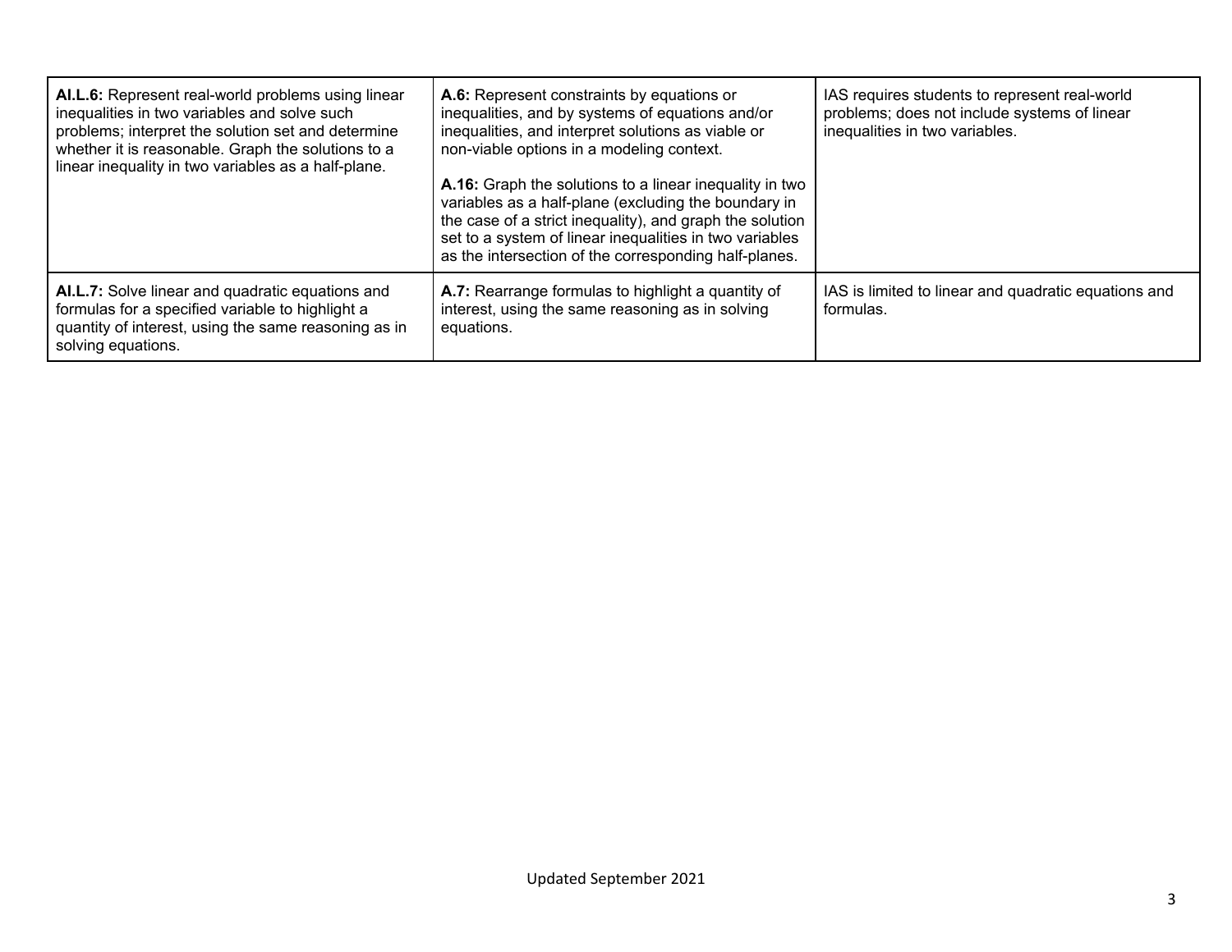| | | |
|---|---|---|
| **AI.L.6:** Represent real-world problems using linear inequalities in two variables and solve such problems; interpret the solution set and determine whether it is reasonable. Graph the solutions to a linear inequality in two variables as a half-plane. | **A.6:** Represent constraints by equations or inequalities, and by systems of equations and/or inequalities, and interpret solutions as viable or non-viable options in a modeling context.<br><br>**A.16:** Graph the solutions to a linear inequality in two variables as a half-plane (excluding the boundary in the case of a strict inequality), and graph the solution set to a system of linear inequalities in two variables as the intersection of the corresponding half-planes. | IAS requires students to represent real-world problems; does not include systems of linear inequalities in two variables. |
| **AI.L.7:** Solve linear and quadratic equations and formulas for a specified variable to highlight a quantity of interest, using the same reasoning as in solving equations. | **A.7:** Rearrange formulas to highlight a quantity of interest, using the same reasoning as in solving equations. | IAS is limited to linear and quadratic equations and formulas. |

Updated September 2021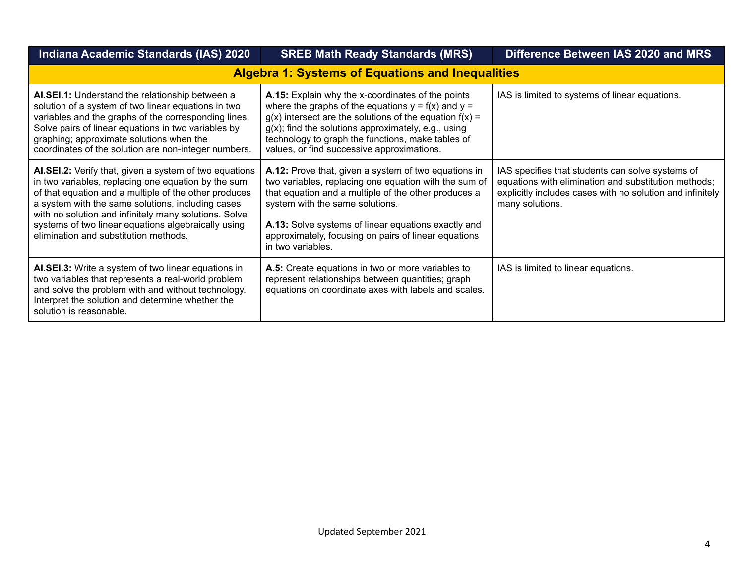| Indiana Academic Standards (IAS) 2020 | SREB Math Ready Standards (MRS) | Difference Between IAS 2020 and MRS |
|---|---|---|
| **Algebra 1: Systems of Equations and Inequalities** | | |
| **AI.SEI.1:** Understand the relationship between a solution of a system of two linear equations in two variables and the graphs of the corresponding lines. Solve pairs of linear equations in two variables by graphing; approximate solutions when the coordinates of the solution are non-integer numbers. | **A.15:** Explain why the x-coordinates of the points where the graphs of the equations $y = f(x)$ and $y = g(x)$ intersect are the solutions of the equation $f(x) = g(x)$; find the solutions approximately, e.g., using technology to graph the functions, make tables of values, or find successive approximations. | IAS is limited to systems of linear equations. |
| **AI.SEI.2:** Verify that, given a system of two equations in two variables, replacing one equation by the sum of that equation and a multiple of the other produces a system with the same solutions, including cases with no solution and infinitely many solutions. Solve systems of two linear equations algebraically using elimination and substitution methods. | **A.12:** Prove that, given a system of two equations in two variables, replacing one equation with the sum of that equation and a multiple of the other produces a system with the same solutions.<br><br>**A.13:** Solve systems of linear equations exactly and approximately, focusing on pairs of linear equations in two variables. | IAS specifies that students can solve systems of equations with elimination and substitution methods; explicitly includes cases with no solution and infinitely many solutions. |
| **AI.SEI.3:** Write a system of two linear equations in two variables that represents a real-world problem and solve the problem with and without technology. Interpret the solution and determine whether the solution is reasonable. | **A.5:** Create equations in two or more variables to represent relationships between quantities; graph equations on coordinate axes with labels and scales. | IAS is limited to linear equations. |

Updated September 2021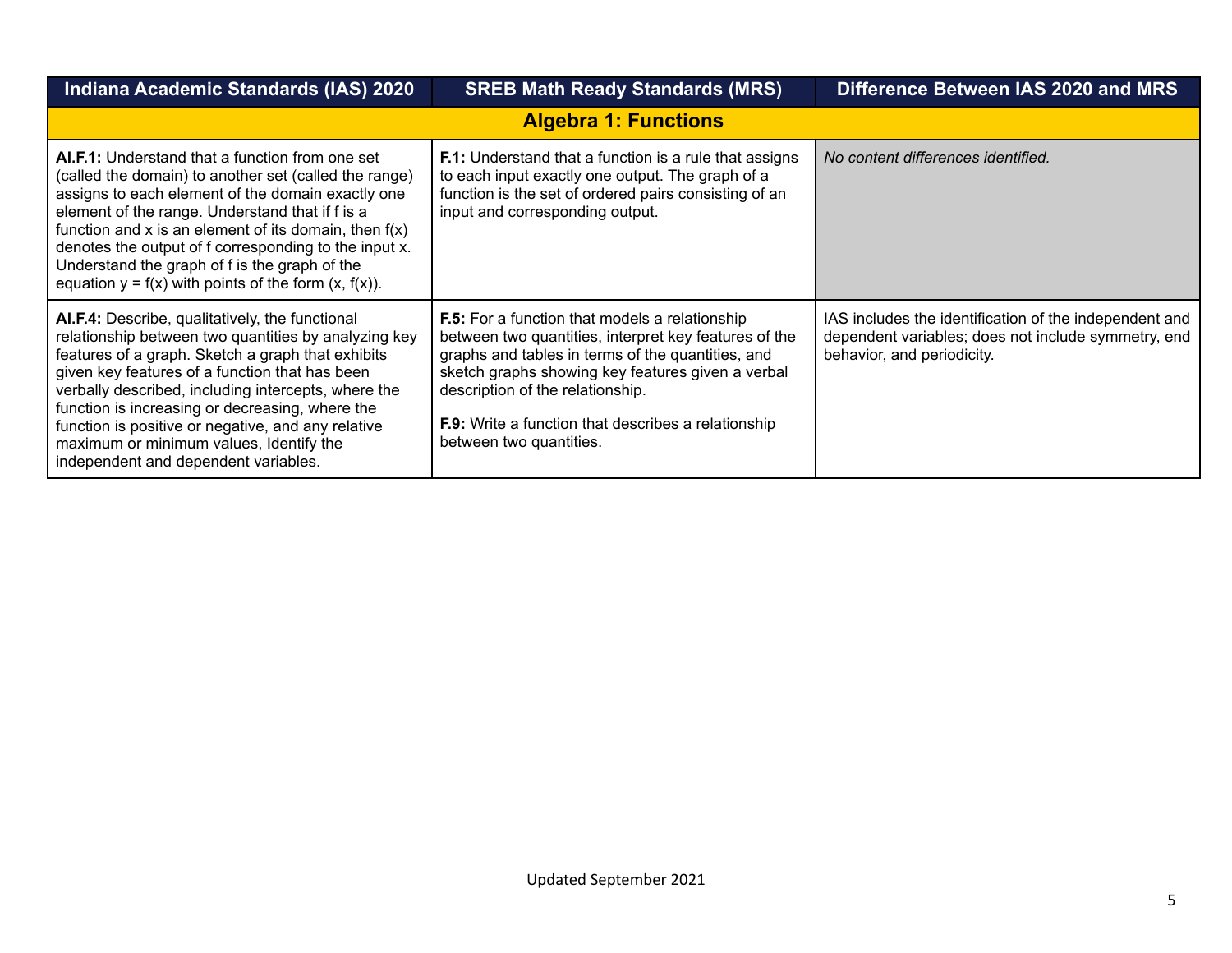| Indiana Academic Standards (IAS) 2020 | SREB Math Ready Standards (MRS) | Difference Between IAS 2020 and MRS |
|---|---|---|
| **Algebra 1: Functions** | | |
| **AI.F.1:** Understand that a function from one set (called the domain) to another set (called the range) assigns to each element of the domain exactly one element of the range. Understand that if f is a function and x is an element of its domain, then f(x) denotes the output of f corresponding to the input x. Understand the graph of f is the graph of the equation y = f(x) with points of the form (x, f(x)). | **F.1:** Understand that a function is a rule that assigns to each input exactly one output. The graph of a function is the set of ordered pairs consisting of an input and corresponding output. | *No content differences identified.* |
| **AI.F.4:** Describe, qualitatively, the functional relationship between two quantities by analyzing key features of a graph. Sketch a graph that exhibits given key features of a function that has been verbally described, including intercepts, where the function is increasing or decreasing, where the function is positive or negative, and any relative maximum or minimum values, Identify the independent and dependent variables. | **F.5:** For a function that models a relationship between two quantities, interpret key features of the graphs and tables in terms of the quantities, and sketch graphs showing key features given a verbal description of the relationship.<br><br>**F.9:** Write a function that describes a relationship between two quantities. | IAS includes the identification of the independent and dependent variables; does not include symmetry, end behavior, and periodicity. |

Updated September 2021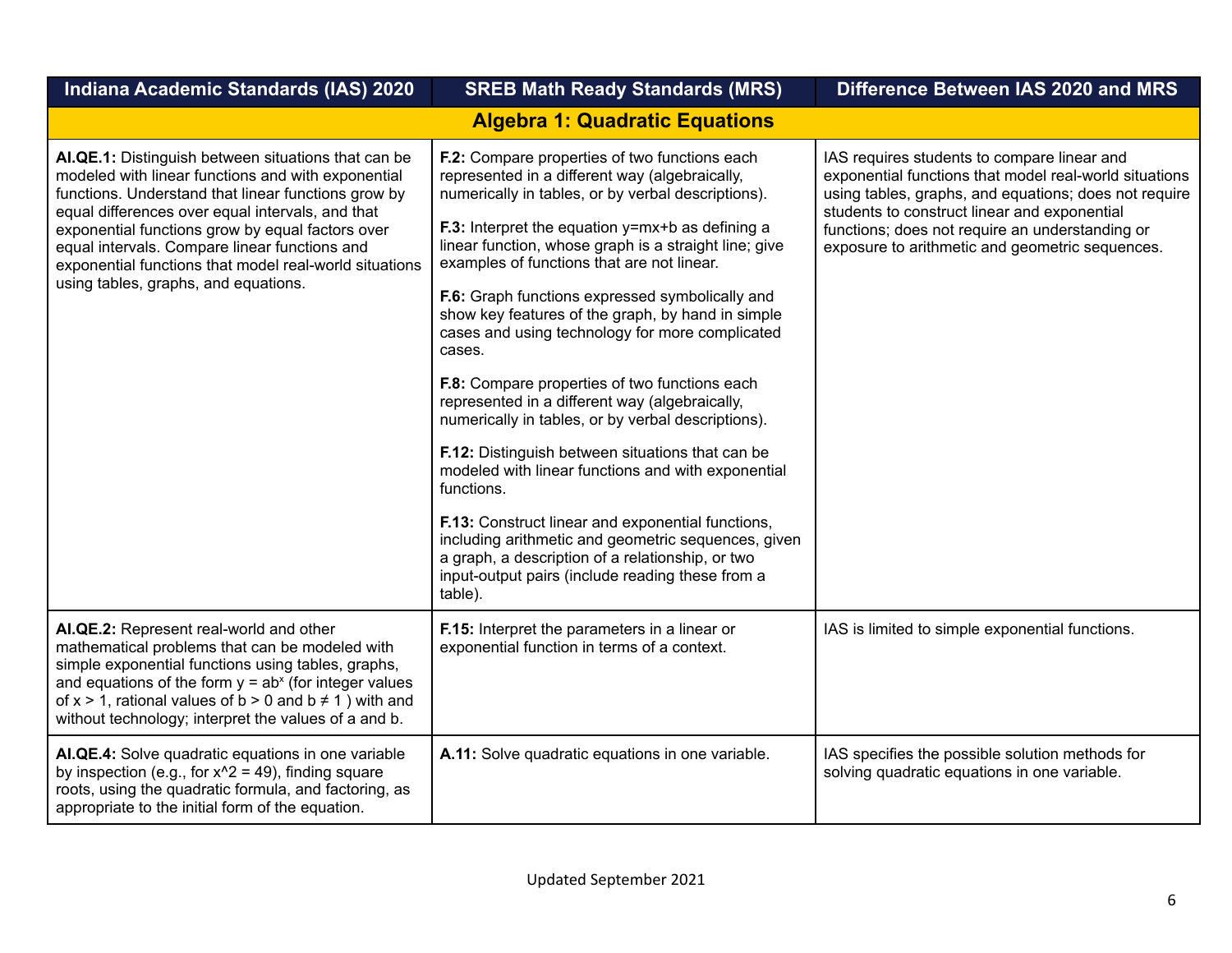| Indiana Academic Standards (IAS) 2020 | SREB Math Ready Standards (MRS) | Difference Between IAS 2020 and MRS |
|---|---|---|
| **Algebra 1: Quadratic Equations** | | |
| **AI.QE.1:** Distinguish between situations that can be modeled with linear functions and with exponential functions. Understand that linear functions grow by equal differences over equal intervals, and that exponential functions grow by equal factors over equal intervals. Compare linear functions and exponential functions that model real-world situations using tables, graphs, and equations. | **F.2:** Compare properties of two functions each represented in a different way (algebraically, numerically in tables, or by verbal descriptions).<br><br>**F.3:** Interpret the equation y=mx+b as defining a linear function, whose graph is a straight line; give examples of functions that are not linear.<br><br>**F.6:** Graph functions expressed symbolically and show key features of the graph, by hand in simple cases and using technology for more complicated cases.<br><br>**F.8:** Compare properties of two functions each represented in a different way (algebraically, numerically in tables, or by verbal descriptions).<br><br>**F.12:** Distinguish between situations that can be modeled with linear functions and with exponential functions.<br><br>**F.13:** Construct linear and exponential functions, including arithmetic and geometric sequences, given a graph, a description of a relationship, or two input-output pairs (include reading these from a table). | IAS requires students to compare linear and exponential functions that model real-world situations using tables, graphs, and equations; does not require students to construct linear and exponential functions; does not require an understanding or exposure to arithmetic and geometric sequences. |
| **AI.QE.2:** Represent real-world and other mathematical problems that can be modeled with simple exponential functions using tables, graphs, and equations of the form $y = ab^x$ (for integer values of $x > 1$, rational values of $b > 0$ and $b \neq 1$ ) with and without technology; interpret the values of a and b. | **F.15:** Interpret the parameters in a linear or exponential function in terms of a context. | IAS is limited to simple exponential functions. |
| **AI.QE.4:** Solve quadratic equations in one variable by inspection (e.g., for x^2 = 49), finding square roots, using the quadratic formula, and factoring, as appropriate to the initial form of the equation. | **A.11:** Solve quadratic equations in one variable. | IAS specifies the possible solution methods for solving quadratic equations in one variable. |

Updated September 2021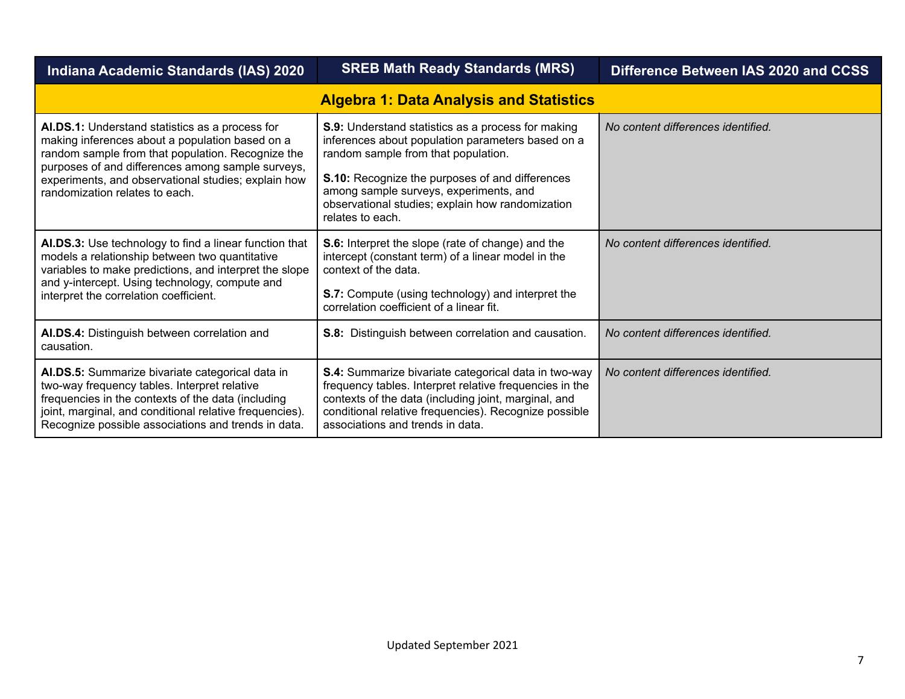| Indiana Academic Standards (IAS) 2020 | SREB Math Ready Standards (MRS) | Difference Between IAS 2020 and CCSS |
|---|---|---|
| **Algebra 1: Data Analysis and Statistics** | | |
| **AI.DS.1:** Understand statistics as a process for making inferences about a population based on a random sample from that population. Recognize the purposes of and differences among sample surveys, experiments, and observational studies; explain how randomization relates to each. | **S.9:** Understand statistics as a process for making inferences about population parameters based on a random sample from that population.<br><br>**S.10:** Recognize the purposes of and differences among sample surveys, experiments, and observational studies; explain how randomization relates to each. | *No content differences identified.* |
| **AI.DS.3:** Use technology to find a linear function that models a relationship between two quantitative variables to make predictions, and interpret the slope and y-intercept. Using technology, compute and interpret the correlation coefficient. | **S.6:** Interpret the slope (rate of change) and the intercept (constant term) of a linear model in the context of the data.<br><br>**S.7:** Compute (using technology) and interpret the correlation coefficient of a linear fit. | *No content differences identified.* |
| **AI.DS.4:** Distinguish between correlation and causation. | **S.8:** Distinguish between correlation and causation. | *No content differences identified.* |
| **AI.DS.5:** Summarize bivariate categorical data in two-way frequency tables. Interpret relative frequencies in the contexts of the data (including joint, marginal, and conditional relative frequencies). Recognize possible associations and trends in data. | **S.4:** Summarize bivariate categorical data in two-way frequency tables. Interpret relative frequencies in the contexts of the data (including joint, marginal, and conditional relative frequencies). Recognize possible associations and trends in data. | *No content differences identified.* |

Updated September 2021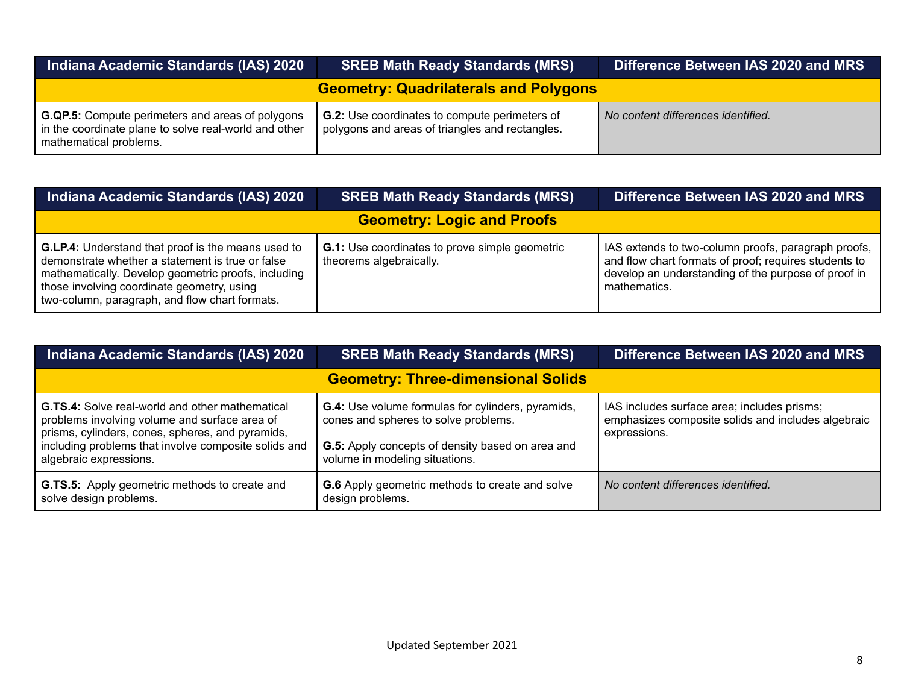| Indiana Academic Standards (IAS) 2020 | SREB Math Ready Standards (MRS) | Difference Between IAS 2020 and MRS |
|---|---|---|
| **Geometry: Quadrilaterals and Polygons** | | |
| **G.QP.5:** Compute perimeters and areas of polygons in the coordinate plane to solve real-world and other mathematical problems. | **G.2:** Use coordinates to compute perimeters of polygons and areas of triangles and rectangles. | *No content differences identified.* |

| Indiana Academic Standards (IAS) 2020 | SREB Math Ready Standards (MRS) | Difference Between IAS 2020 and MRS |
|---|---|---|
| **Geometry: Logic and Proofs** | | |
| **G.LP.4:** Understand that proof is the means used to demonstrate whether a statement is true or false mathematically. Develop geometric proofs, including those involving coordinate geometry, using two-column, paragraph, and flow chart formats. | **G.1:** Use coordinates to prove simple geometric theorems algebraically. | IAS extends to two-column proofs, paragraph proofs, and flow chart formats of proof; requires students to develop an understanding of the purpose of proof in mathematics. |

| Indiana Academic Standards (IAS) 2020 | SREB Math Ready Standards (MRS) | Difference Between IAS 2020 and MRS |
|---|---|---|
| **Geometry: Three-dimensional Solids** | | |
| **G.TS.4:** Solve real-world and other mathematical problems involving volume and surface area of prisms, cylinders, cones, spheres, and pyramids, including problems that involve composite solids and algebraic expressions. | **G.4:** Use volume formulas for cylinders, pyramids, cones and spheres to solve problems.<br><br>**G.5:** Apply concepts of density based on area and volume in modeling situations. | IAS includes surface area; includes prisms; emphasizes composite solids and includes algebraic expressions. |
| **G.TS.5:** Apply geometric methods to create and solve design problems. | **G.6** Apply geometric methods to create and solve design problems. | *No content differences identified.* |

Updated September 2021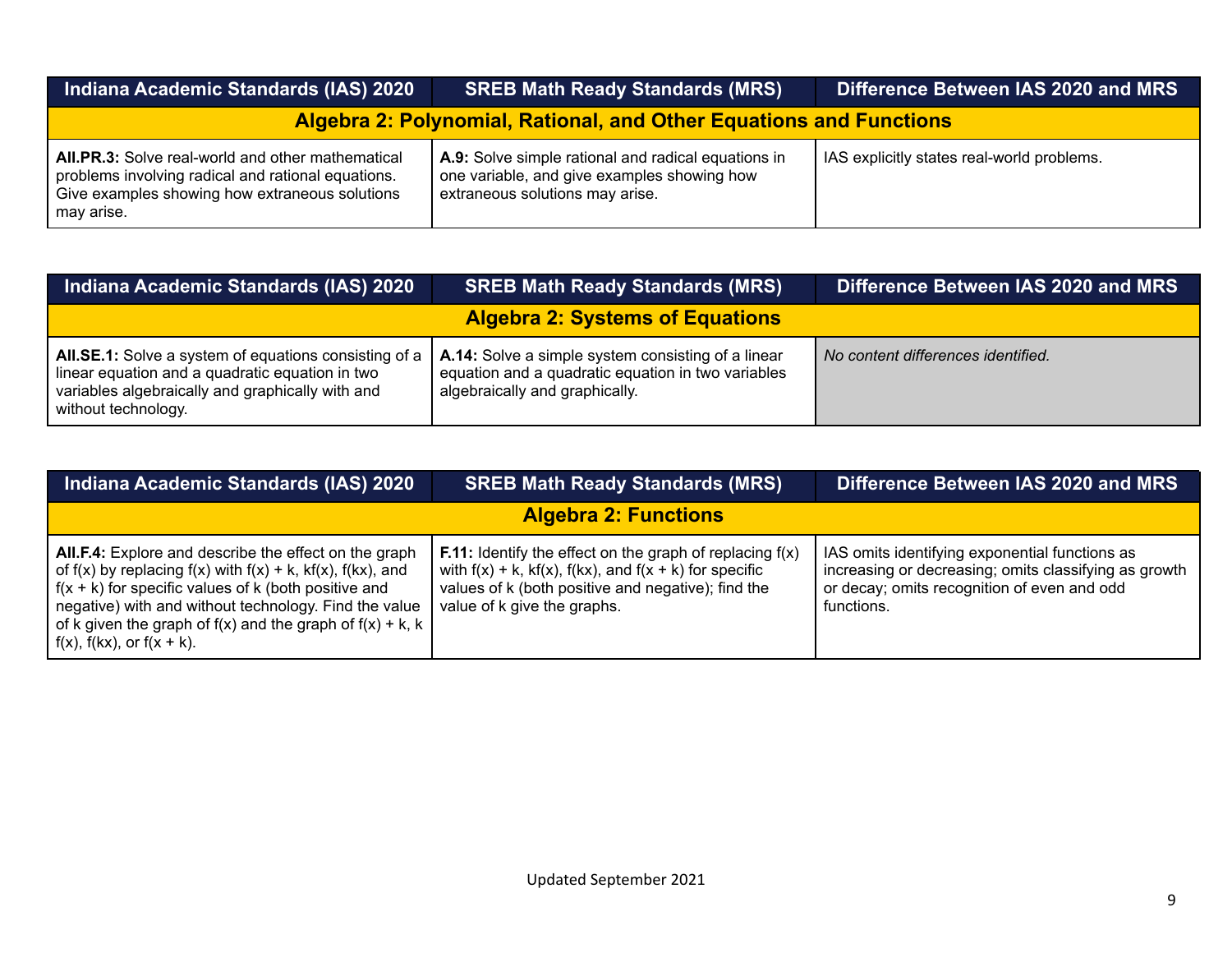| Indiana Academic Standards (IAS) 2020 | SREB Math Ready Standards (MRS) | Difference Between IAS 2020 and MRS |
|---|---|---|
| **Algebra 2: Polynomial, Rational, and Other Equations and Functions** | | |
| **AII.PR.3:** Solve real-world and other mathematical problems involving radical and rational equations. Give examples showing how extraneous solutions may arise. | **A.9:** Solve simple rational and radical equations in one variable, and give examples showing how extraneous solutions may arise. | IAS explicitly states real-world problems. |

| Indiana Academic Standards (IAS) 2020 | SREB Math Ready Standards (MRS) | Difference Between IAS 2020 and MRS |
|---|---|---|
| **Algebra 2: Systems of Equations** | | |
| **AII.SE.1:** Solve a system of equations consisting of a linear equation and a quadratic equation in two variables algebraically and graphically with and without technology. | **A.14:** Solve a simple system consisting of a linear equation and a quadratic equation in two variables algebraically and graphically. | *No content differences identified.* |

| Indiana Academic Standards (IAS) 2020 | SREB Math Ready Standards (MRS) | Difference Between IAS 2020 and MRS |
|---|---|---|
| **Algebra 2: Functions** | | |
| **AII.F.4:** Explore and describe the effect on the graph of $f(x)$ by replacing $f(x)$ with $f(x) + k$, $kf(x)$, $f(kx)$, and $f(x + k)$ for specific values of k (both positive and negative) with and without technology. Find the value of k given the graph of $f(x)$ and the graph of $f(x) + k$, $k f(x)$, $f(kx)$, or $f(x + k)$. | **F.11:** Identify the effect on the graph of replacing $f(x)$ with $f(x) + k$, $kf(x)$, $f(kx)$, and $f(x + k)$ for specific values of k (both positive and negative); find the value of k give the graphs. | IAS omits identifying exponential functions as increasing or decreasing; omits classifying as growth or decay; omits recognition of even and odd functions. |

Updated September 2021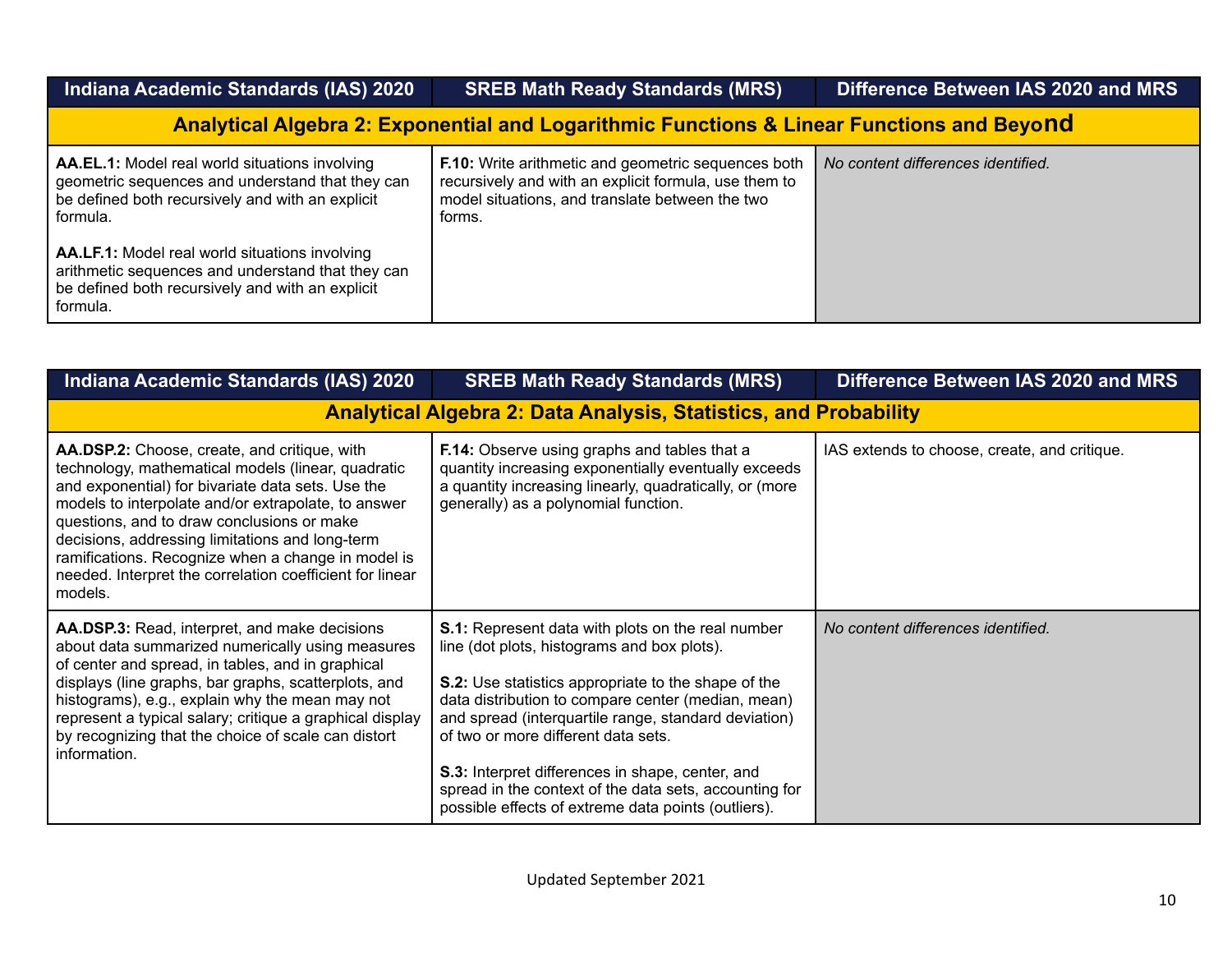| Indiana Academic Standards (IAS) 2020 | SREB Math Ready Standards (MRS) | Difference Between IAS 2020 and MRS |
|---|---|---|
| **Analytical Algebra 2: Exponential and Logarithmic Functions & Linear Functions and Beyond** | | |
| **AA.EL.1:** Model real world situations involving geometric sequences and understand that they can be defined both recursively and with an explicit formula.<br><br>**AA.LF.1:** Model real world situations involving arithmetic sequences and understand that they can be defined both recursively and with an explicit formula. | **F.10:** Write arithmetic and geometric sequences both recursively and with an explicit formula, use them to model situations, and translate between the two forms. | *No content differences identified.* |

| Indiana Academic Standards (IAS) 2020 | SREB Math Ready Standards (MRS) | Difference Between IAS 2020 and MRS |
|---|---|---|
| **Analytical Algebra 2: Data Analysis, Statistics, and Probability** | | |
| **AA.DSP.2:** Choose, create, and critique, with technology, mathematical models (linear, quadratic and exponential) for bivariate data sets. Use the models to interpolate and/or extrapolate, to answer questions, and to draw conclusions or make decisions, addressing limitations and long-term ramifications. Recognize when a change in model is needed. Interpret the correlation coefficient for linear models. | **F.14:** Observe using graphs and tables that a quantity increasing exponentially eventually exceeds a quantity increasing linearly, quadratically, or (more generally) as a polynomial function. | IAS extends to choose, create, and critique. |
| **AA.DSP.3:** Read, interpret, and make decisions about data summarized numerically using measures of center and spread, in tables, and in graphical displays (line graphs, bar graphs, scatterplots, and histograms), e.g., explain why the mean may not represent a typical salary; critique a graphical display by recognizing that the choice of scale can distort information. | **S.1:** Represent data with plots on the real number line (dot plots, histograms and box plots).<br><br>**S.2:** Use statistics appropriate to the shape of the data distribution to compare center (median, mean) and spread (interquartile range, standard deviation) of two or more different data sets.<br><br>**S.3:** Interpret differences in shape, center, and spread in the context of the data sets, accounting for possible effects of extreme data points (outliers). | *No content differences identified.* |

Updated September 2021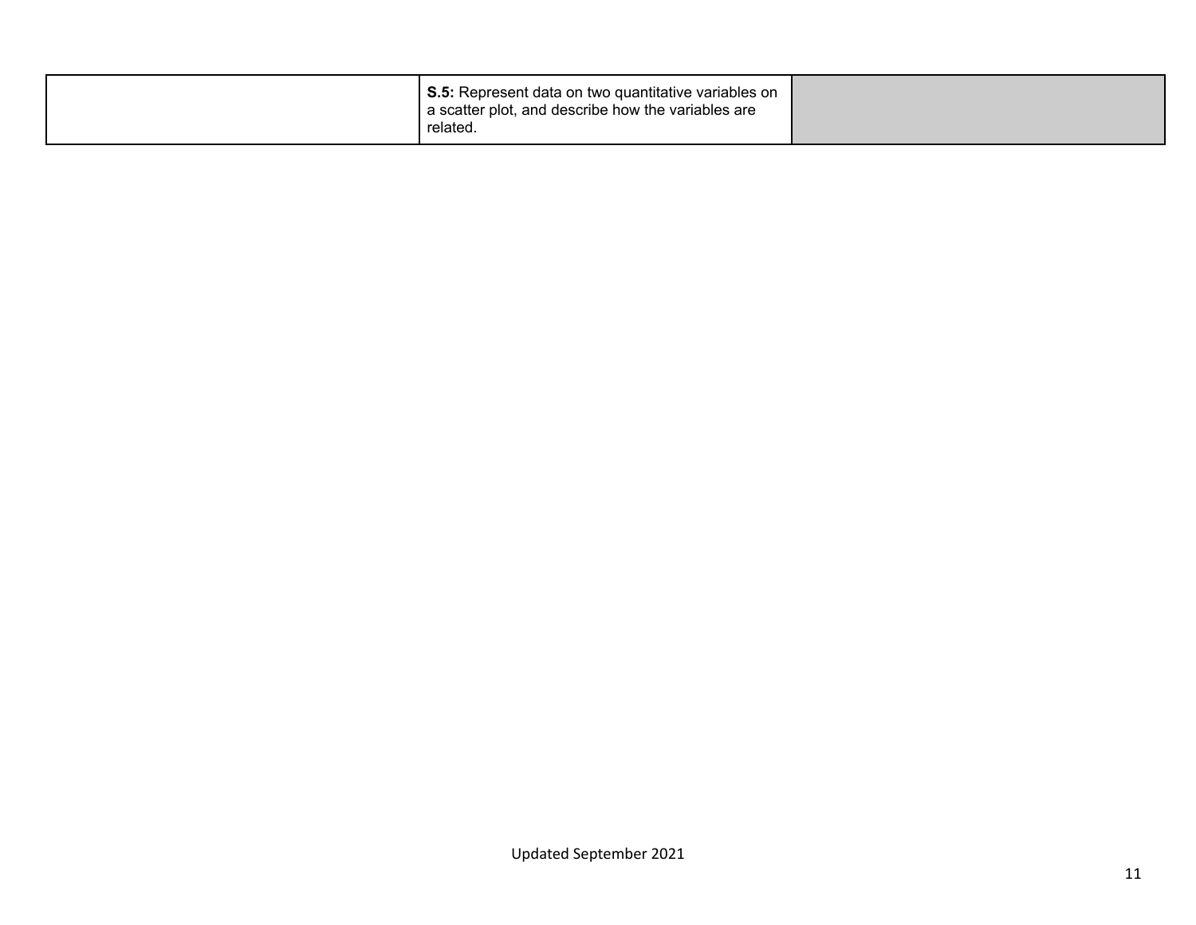| | | |
|---|---|---|
| | **S.5:** Represent data on two quantitative variables on a scatter plot, and describe how the variables are related. | |

Updated September 2021